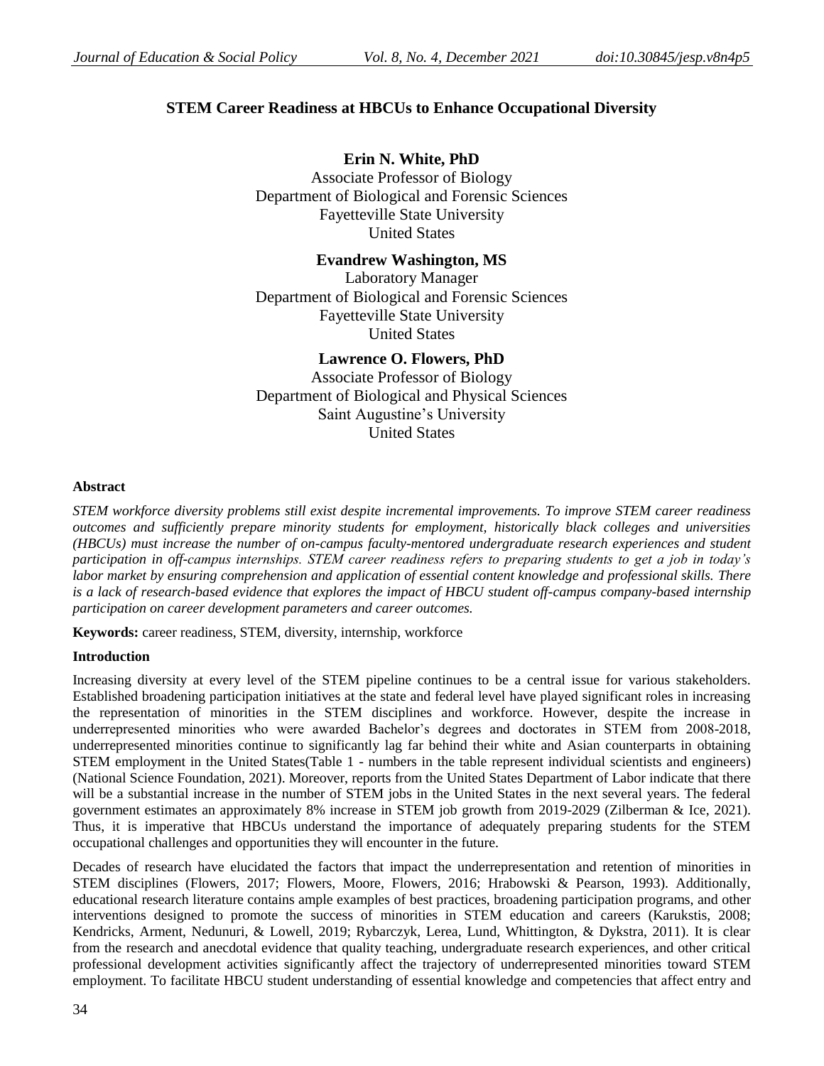# STEM Career Readiness at HBCUs to Enhance Occupational Diversity

**Erin N. White, PhD**
Associate Professor of Biology
Department of Biological and Forensic Sciences
Fayetteville State University
United States

**Evandrew Washington, MS**
Laboratory Manager
Department of Biological and Forensic Sciences
Fayetteville State University
United States

**Lawrence O. Flowers, PhD**
Associate Professor of Biology
Department of Biological and Physical Sciences
Saint Augustine's University
United States

## Abstract

*STEM workforce diversity problems still exist despite incremental improvements. To improve STEM career readiness outcomes and sufficiently prepare minority students for employment, historically black colleges and universities (HBCUs) must increase the number of on-campus faculty-mentored undergraduate research experiences and student participation in off-campus internships. STEM career readiness refers to preparing students to get a job in today's labor market by ensuring comprehension and application of essential content knowledge and professional skills. There is a lack of research-based evidence that explores the impact of HBCU student off-campus company-based internship participation on career development parameters and career outcomes.*

**Keywords:** career readiness, STEM, diversity, internship, workforce

## Introduction

Increasing diversity at every level of the STEM pipeline continues to be a central issue for various stakeholders. Established broadening participation initiatives at the state and federal level have played significant roles in increasing the representation of minorities in the STEM disciplines and workforce. However, despite the increase in underrepresented minorities who were awarded Bachelor's degrees and doctorates in STEM from 2008-2018, underrepresented minorities continue to significantly lag far behind their white and Asian counterparts in obtaining STEM employment in the United States(Table 1 - numbers in the table represent individual scientists and engineers) (National Science Foundation, 2021). Moreover, reports from the United States Department of Labor indicate that there will be a substantial increase in the number of STEM jobs in the United States in the next several years. The federal government estimates an approximately 8% increase in STEM job growth from 2019-2029 (Zilberman & Ice, 2021). Thus, it is imperative that HBCUs understand the importance of adequately preparing students for the STEM occupational challenges and opportunities they will encounter in the future.

Decades of research have elucidated the factors that impact the underrepresentation and retention of minorities in STEM disciplines (Flowers, 2017; Flowers, Moore, Flowers, 2016; Hrabowski & Pearson, 1993). Additionally, educational research literature contains ample examples of best practices, broadening participation programs, and other interventions designed to promote the success of minorities in STEM education and careers (Karukstis, 2008; Kendricks, Arment, Nedunuri, & Lowell, 2019; Rybarczyk, Lerea, Lund, Whittington, & Dykstra, 2011). It is clear from the research and anecdotal evidence that quality teaching, undergraduate research experiences, and other critical professional development activities significantly affect the trajectory of underrepresented minorities toward STEM employment. To facilitate HBCU student understanding of essential knowledge and competencies that affect entry and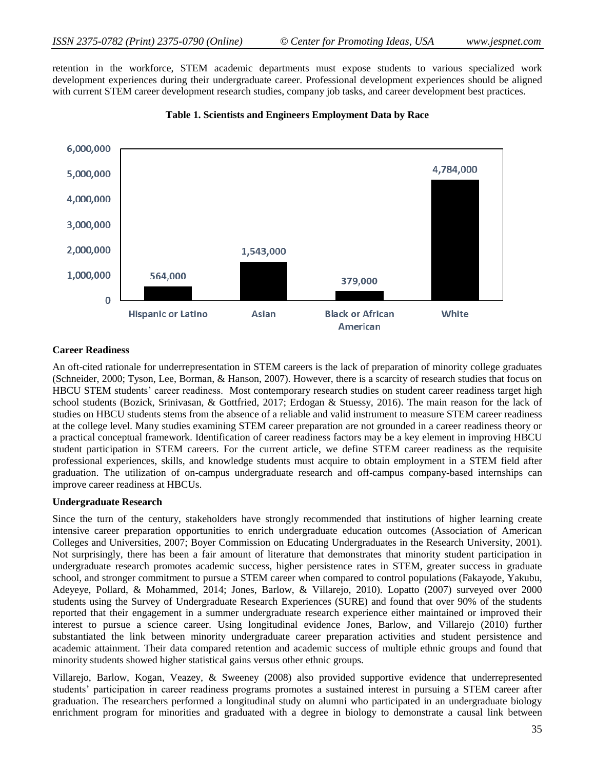retention in the workforce, STEM academic departments must expose students to various specialized work development experiences during their undergraduate career. Professional development experiences should be aligned with current STEM career development research studies, company job tasks, and career development best practices.

**Table 1. Scientists and Engineers Employment Data by Race**

6,000,000
5,000,000
4,000,000
3,000,000
2,000,000
1,000,000
0

564,000
1,543,000
379,000
4,784,000

Hispanic or Latino
Asian
Black or African American
White

**Career Readiness**

An oft-cited rationale for underrepresentation in STEM careers is the lack of preparation of minority college graduates (Schneider, 2000; Tyson, Lee, Borman, & Hanson, 2007). However, there is a scarcity of research studies that focus on HBCU STEM students' career readiness. Most contemporary research studies on student career readiness target high school students (Bozick, Srinivasan, & Gottfried, 2017; Erdogan & Stuessy, 2016). The main reason for the lack of studies on HBCU students stems from the absence of a reliable and valid instrument to measure STEM career readiness at the college level. Many studies examining STEM career preparation are not grounded in a career readiness theory or a practical conceptual framework. Identification of career readiness factors may be a key element in improving HBCU student participation in STEM careers. For the current article, we define STEM career readiness as the requisite professional experiences, skills, and knowledge students must acquire to obtain employment in a STEM field after graduation. The utilization of on-campus undergraduate research and off-campus company-based internships can improve career readiness at HBCUs.

**Undergraduate Research**

Since the turn of the century, stakeholders have strongly recommended that institutions of higher learning create intensive career preparation opportunities to enrich undergraduate education outcomes (Association of American Colleges and Universities, 2007; Boyer Commission on Educating Undergraduates in the Research University, 2001). Not surprisingly, there has been a fair amount of literature that demonstrates that minority student participation in undergraduate research promotes academic success, higher persistence rates in STEM, greater success in graduate school, and stronger commitment to pursue a STEM career when compared to control populations (Fakayode, Yakubu, Adeyeye, Pollard, & Mohammed, 2014; Jones, Barlow, & Villarejo, 2010). Lopatto (2007) surveyed over 2000 students using the Survey of Undergraduate Research Experiences (SURE) and found that over 90% of the students reported that their engagement in a summer undergraduate research experience either maintained or improved their interest to pursue a science career. Using longitudinal evidence Jones, Barlow, and Villarejo (2010) further substantiated the link between minority undergraduate career preparation activities and student persistence and academic attainment. Their data compared retention and academic success of multiple ethnic groups and found that minority students showed higher statistical gains versus other ethnic groups.

Villarejo, Barlow, Kogan, Veazey, & Sweeney (2008) also provided supportive evidence that underrepresented students' participation in career readiness programs promotes a sustained interest in pursuing a STEM career after graduation. The researchers performed a longitudinal study on alumni who participated in an undergraduate biology enrichment program for minorities and graduated with a degree in biology to demonstrate a causal link between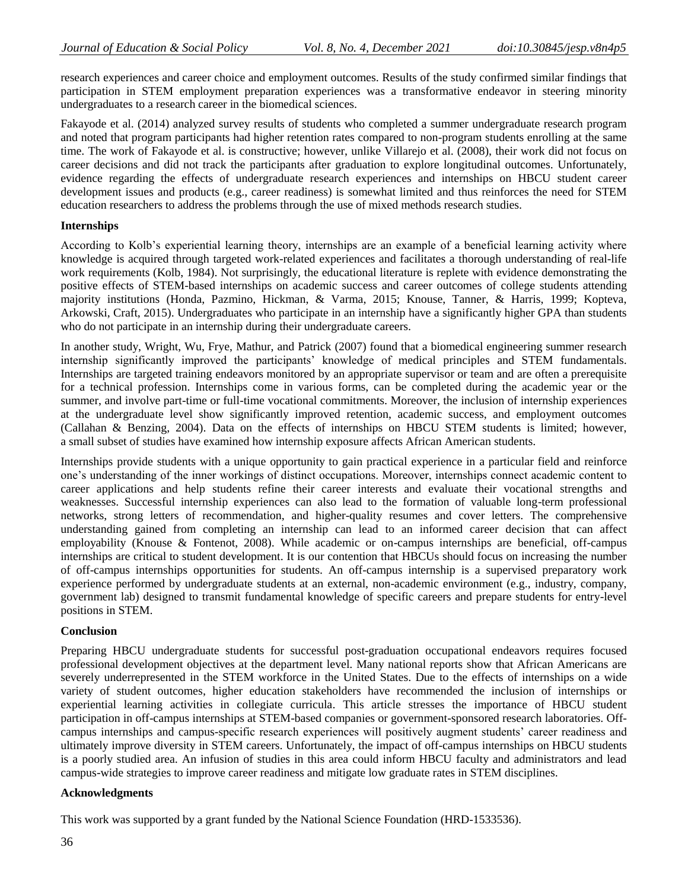research experiences and career choice and employment outcomes. Results of the study confirmed similar findings that participation in STEM employment preparation experiences was a transformative endeavor in steering minority undergraduates to a research career in the biomedical sciences.

Fakayode et al. (2014) analyzed survey results of students who completed a summer undergraduate research program and noted that program participants had higher retention rates compared to non-program students enrolling at the same time. The work of Fakayode et al. is constructive; however, unlike Villarejo et al. (2008), their work did not focus on career decisions and did not track the participants after graduation to explore longitudinal outcomes. Unfortunately, evidence regarding the effects of undergraduate research experiences and internships on HBCU student career development issues and products (e.g., career readiness) is somewhat limited and thus reinforces the need for STEM education researchers to address the problems through the use of mixed methods research studies.

## Internships

According to Kolb's experiential learning theory, internships are an example of a beneficial learning activity where knowledge is acquired through targeted work-related experiences and facilitates a thorough understanding of real-life work requirements (Kolb, 1984). Not surprisingly, the educational literature is replete with evidence demonstrating the positive effects of STEM-based internships on academic success and career outcomes of college students attending majority institutions (Honda, Pazmino, Hickman, & Varma, 2015; Knouse, Tanner, & Harris, 1999; Kopteva, Arkowski, Craft, 2015). Undergraduates who participate in an internship have a significantly higher GPA than students who do not participate in an internship during their undergraduate careers.

In another study, Wright, Wu, Frye, Mathur, and Patrick (2007) found that a biomedical engineering summer research internship significantly improved the participants' knowledge of medical principles and STEM fundamentals. Internships are targeted training endeavors monitored by an appropriate supervisor or team and are often a prerequisite for a technical profession. Internships come in various forms, can be completed during the academic year or the summer, and involve part-time or full-time vocational commitments. Moreover, the inclusion of internship experiences at the undergraduate level show significantly improved retention, academic success, and employment outcomes (Callahan & Benzing, 2004). Data on the effects of internships on HBCU STEM students is limited; however, a small subset of studies have examined how internship exposure affects African American students.

Internships provide students with a unique opportunity to gain practical experience in a particular field and reinforce one's understanding of the inner workings of distinct occupations. Moreover, internships connect academic content to career applications and help students refine their career interests and evaluate their vocational strengths and weaknesses. Successful internship experiences can also lead to the formation of valuable long-term professional networks, strong letters of recommendation, and higher-quality resumes and cover letters. The comprehensive understanding gained from completing an internship can lead to an informed career decision that can affect employability (Knouse & Fontenot, 2008). While academic or on-campus internships are beneficial, off-campus internships are critical to student development. It is our contention that HBCUs should focus on increasing the number of off-campus internships opportunities for students. An off-campus internship is a supervised preparatory work experience performed by undergraduate students at an external, non-academic environment (e.g., industry, company, government lab) designed to transmit fundamental knowledge of specific careers and prepare students for entry-level positions in STEM.

## Conclusion

Preparing HBCU undergraduate students for successful post-graduation occupational endeavors requires focused professional development objectives at the department level. Many national reports show that African Americans are severely underrepresented in the STEM workforce in the United States. Due to the effects of internships on a wide variety of student outcomes, higher education stakeholders have recommended the inclusion of internships or experiential learning activities in collegiate curricula. This article stresses the importance of HBCU student participation in off-campus internships at STEM-based companies or government-sponsored research laboratories. Off-campus internships and campus-specific research experiences will positively augment students' career readiness and ultimately improve diversity in STEM careers. Unfortunately, the impact of off-campus internships on HBCU students is a poorly studied area. An infusion of studies in this area could inform HBCU faculty and administrators and lead campus-wide strategies to improve career readiness and mitigate low graduate rates in STEM disciplines.

## Acknowledgments

This work was supported by a grant funded by the National Science Foundation (HRD-1533536).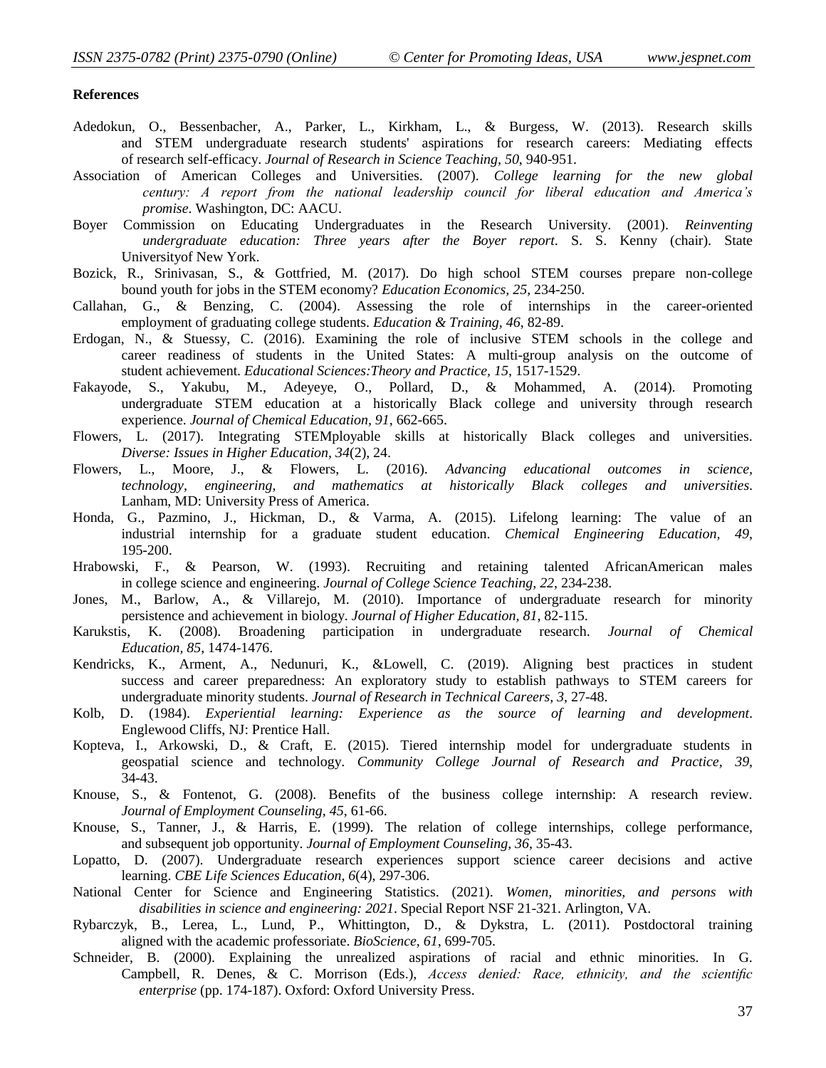**References**

Adedokun, O., Bessenbacher, A., Parker, L., Kirkham, L., & Burgess, W. (2013). Research skills and STEM undergraduate research students' aspirations for research careers: Mediating effects of research self-efficacy. *Journal of Research in Science Teaching, 50*, 940-951.

Association of American Colleges and Universities. (2007). *College learning for the new global century: A report from the national leadership council for liberal education and America's promise*. Washington, DC: AACU.

Boyer Commission on Educating Undergraduates in the Research University. (2001). *Reinventing undergraduate education: Three years after the Boyer report*. S. S. Kenny (chair). State Universityof New York.

Bozick, R., Srinivasan, S., & Gottfried, M. (2017). Do high school STEM courses prepare non-college bound youth for jobs in the STEM economy? *Education Economics, 25*, 234-250.

Callahan, G., & Benzing, C. (2004). Assessing the role of internships in the career-oriented employment of graduating college students. *Education & Training, 46*, 82-89.

Erdogan, N., & Stuessy, C. (2016). Examining the role of inclusive STEM schools in the college and career readiness of students in the United States: A multi-group analysis on the outcome of student achievement. *Educational Sciences:Theory and Practice, 15*, 1517-1529.

Fakayode, S., Yakubu, M., Adeyeye, O., Pollard, D., & Mohammed, A. (2014). Promoting undergraduate STEM education at a historically Black college and university through research experience. *Journal of Chemical Education, 91*, 662-665.

Flowers, L. (2017). Integrating STEMployable skills at historically Black colleges and universities. *Diverse: Issues in Higher Education, 34*(2), 24.

Flowers, L., Moore, J., & Flowers, L. (2016). *Advancing educational outcomes in science, technology, engineering, and mathematics at historically Black colleges and universities*. Lanham, MD: University Press of America.

Honda, G., Pazmino, J., Hickman, D., & Varma, A. (2015). Lifelong learning: The value of an industrial internship for a graduate student education. *Chemical Engineering Education, 49*, 195-200.

Hrabowski, F., & Pearson, W. (1993). Recruiting and retaining talented AfricanAmerican males in college science and engineering. *Journal of College Science Teaching, 22*, 234-238.

Jones, M., Barlow, A., & Villarejo, M. (2010). Importance of undergraduate research for minority persistence and achievement in biology. *Journal of Higher Education, 81*, 82-115.

Karukstis, K. (2008). Broadening participation in undergraduate research. *Journal of Chemical Education, 85*, 1474-1476.

Kendricks, K., Arment, A., Nedunuri, K., &Lowell, C. (2019). Aligning best practices in student success and career preparedness: An exploratory study to establish pathways to STEM careers for undergraduate minority students. *Journal of Research in Technical Careers, 3*, 27-48.

Kolb, D. (1984). *Experiential learning: Experience as the source of learning and development*. Englewood Cliffs, NJ: Prentice Hall.

Kopteva, I., Arkowski, D., & Craft, E. (2015). Tiered internship model for undergraduate students in geospatial science and technology. *Community College Journal of Research and Practice, 39*, 34-43.

Knouse, S., & Fontenot, G. (2008). Benefits of the business college internship: A research review. *Journal of Employment Counseling, 45*, 61-66.

Knouse, S., Tanner, J., & Harris, E. (1999). The relation of college internships, college performance, and subsequent job opportunity. *Journal of Employment Counseling, 36*, 35-43.

Lopatto, D. (2007). Undergraduate research experiences support science career decisions and active learning. *CBE Life Sciences Education, 6*(4), 297-306.

National Center for Science and Engineering Statistics. (2021). *Women, minorities, and persons with disabilities in science and engineering: 2021*. Special Report NSF 21-321. Arlington, VA.

Rybarczyk, B., Lerea, L., Lund, P., Whittington, D., & Dykstra, L. (2011). Postdoctoral training aligned with the academic professoriate. *BioScience, 61*, 699-705.

Schneider, B. (2000). Explaining the unrealized aspirations of racial and ethnic minorities. In G. Campbell, R. Denes, & C. Morrison (Eds.), *Access denied: Race, ethnicity, and the scientific enterprise* (pp. 174-187). Oxford: Oxford University Press.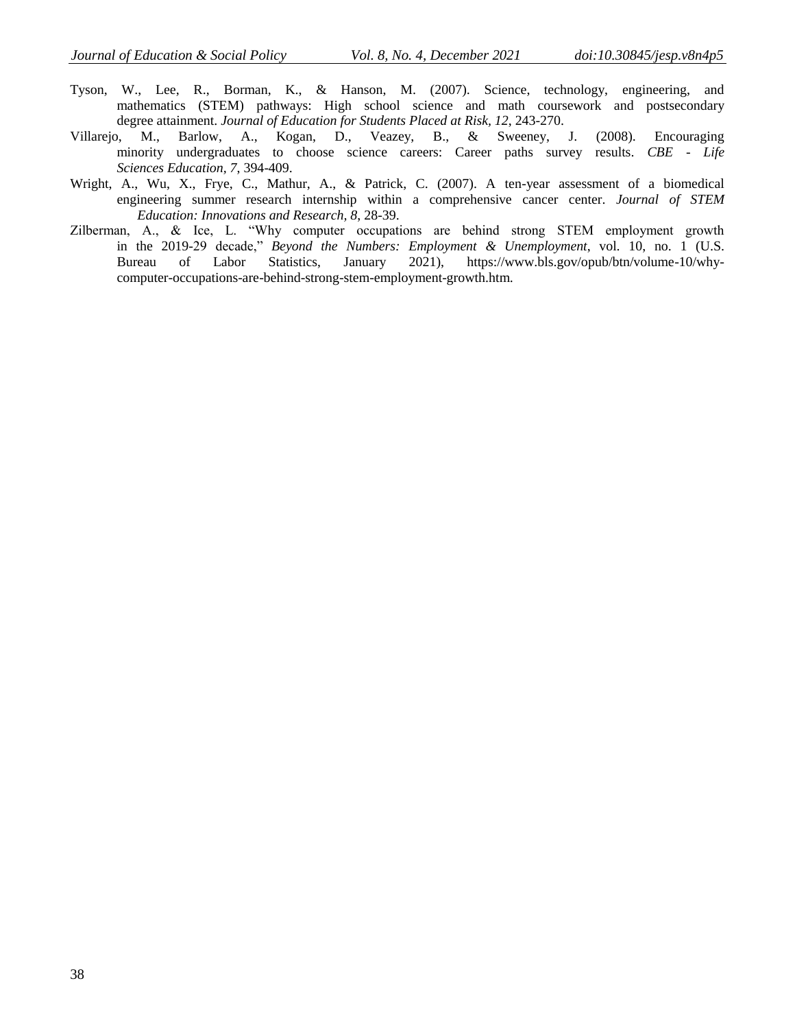Tyson, W., Lee, R., Borman, K., & Hanson, M. (2007). Science, technology, engineering, and mathematics (STEM) pathways: High school science and math coursework and postsecondary degree attainment. *Journal of Education for Students Placed at Risk, 12*, 243-270.

Villarejo, M., Barlow, A., Kogan, D., Veazey, B., & Sweeney, J. (2008). Encouraging minority undergraduates to choose science careers: Career paths survey results. *CBE - Life Sciences Education, 7*, 394-409.

Wright, A., Wu, X., Frye, C., Mathur, A., & Patrick, C. (2007). A ten-year assessment of a biomedical engineering summer research internship within a comprehensive cancer center. *Journal of STEM Education: Innovations and Research, 8*, 28-39.

Zilberman, A., & Ice, L. "Why computer occupations are behind strong STEM employment growth in the 2019-29 decade," *Beyond the Numbers: Employment & Unemployment*, vol. 10, no. 1 (U.S. Bureau of Labor Statistics, January 2021), https://www.bls.gov/opub/btn/volume-10/why-computer-occupations-are-behind-strong-stem-employment-growth.htm.